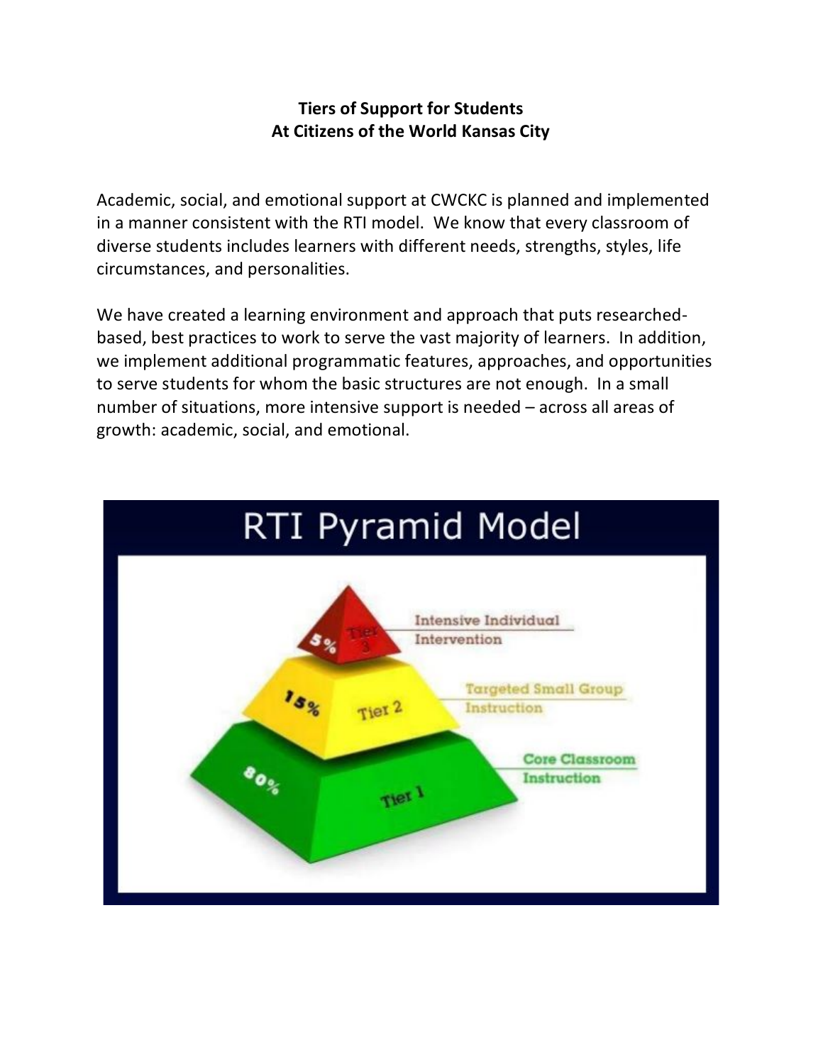**Tiers of Support for Students**
**At Citizens of the World Kansas City**

Academic, social, and emotional support at CWCKC is planned and implemented in a manner consistent with the RTI model. We know that every classroom of diverse students includes learners with different needs, strengths, styles, life circumstances, and personalities.

We have created a learning environment and approach that puts researched-based, best practices to work to serve the vast majority of learners. In addition, we implement additional programmatic features, approaches, and opportunities to serve students for whom the basic structures are not enough. In a small number of situations, more intensive support is needed – across all areas of growth: academic, social, and emotional.

## RTI Pyramid Model

- 5% – Tier 3 – Intensive Individual Intervention
- 15% – Tier 2 – Targeted Small Group Instruction
- 80% – Tier 1 – Core Classroom Instruction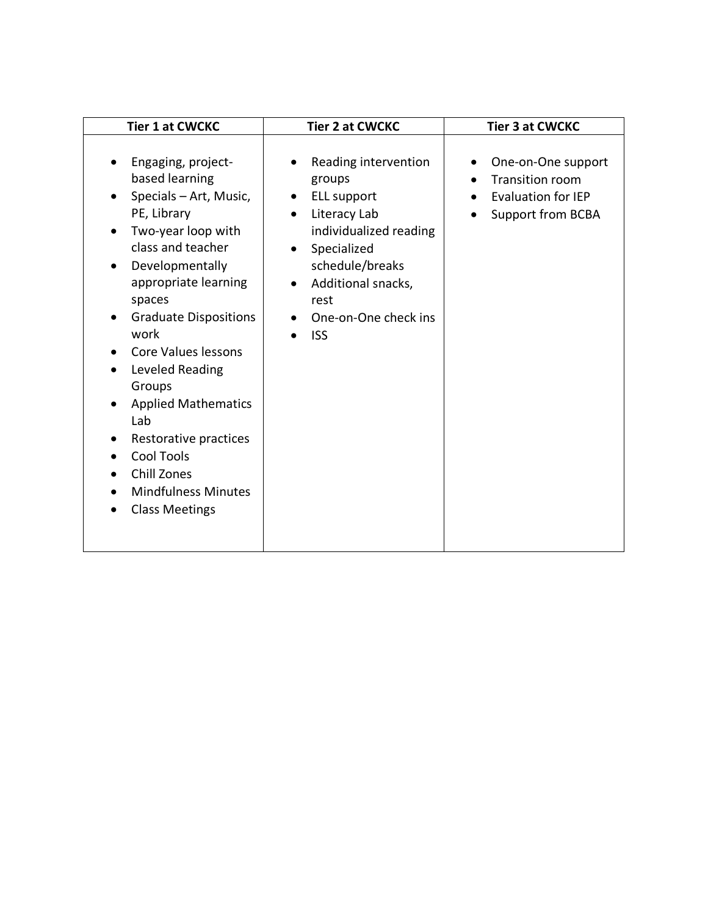| Tier 1 at CWCKC | Tier 2 at CWCKC | Tier 3 at CWCKC |
| --- | --- | --- |
| • Engaging, project-based learning<br>• Specials – Art, Music, PE, Library<br>• Two-year loop with class and teacher<br>• Developmentally appropriate learning spaces<br>• Graduate Dispositions work<br>• Core Values lessons<br>• Leveled Reading Groups<br>• Applied Mathematics Lab<br>• Restorative practices<br>• Cool Tools<br>• Chill Zones<br>• Mindfulness Minutes<br>• Class Meetings | • Reading intervention groups<br>• ELL support<br>• Literacy Lab individualized reading<br>• Specialized schedule/breaks<br>• Additional snacks, rest<br>• One-on-One check ins<br>• ISS | • One-on-One support<br>• Transition room<br>• Evaluation for IEP<br>• Support from BCBA |